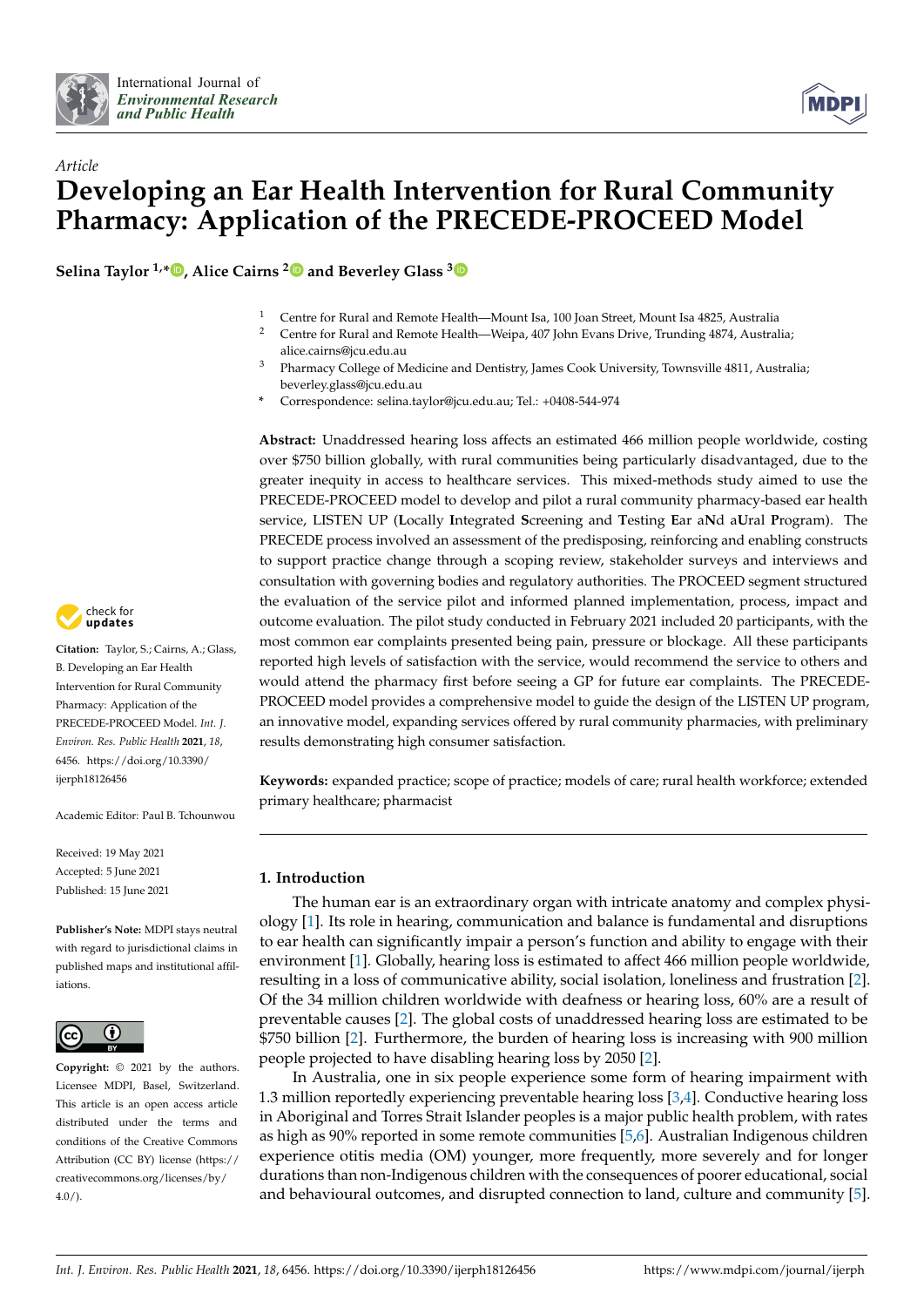International Journal of *Environmental Research and Public Health*

*Article*

# Developing an Ear Health Intervention for Rural Community Pharmacy: Application of the PRECEDE-PROCEED Model

**Selina Taylor [1,*], Alice Cairns [2] and Beverley Glass [3]**

[1] Centre for Rural and Remote Health—Mount Isa, 100 Joan Street, Mount Isa 4825, Australia
[2] Centre for Rural and Remote Health—Weipa, 407 John Evans Drive, Trunding 4874, Australia; alice.cairns@jcu.edu.au
[3] Pharmacy College of Medicine and Dentistry, James Cook University, Townsville 4811, Australia; beverley.glass@jcu.edu.au
* Correspondence: selina.taylor@jcu.edu.au; Tel.: +0408-544-974

**Abstract:** Unaddressed hearing loss affects an estimated 466 million people worldwide, costing over $750 billion globally, with rural communities being particularly disadvantaged, due to the greater inequity in access to healthcare services. This mixed-methods study aimed to use the PRECEDE-PROCEED model to develop and pilot a rural community pharmacy-based ear health service, LISTEN UP (**L**ocally **I**ntegrated **S**creening and **T**esting **E**ar a**N**d a**U**ral **P**rogram). The PRECEDE process involved an assessment of the predisposing, reinforcing and enabling constructs to support practice change through a scoping review, stakeholder surveys and interviews and consultation with governing bodies and regulatory authorities. The PROCEED segment structured the evaluation of the service pilot and informed planned implementation, process, impact and outcome evaluation. The pilot study conducted in February 2021 included 20 participants, with the most common ear complaints presented being pain, pressure or blockage. All these participants reported high levels of satisfaction with the service, would recommend the service to others and would attend the pharmacy first before seeing a GP for future ear complaints. The PRECEDE-PROCEED model provides a comprehensive model to guide the design of the LISTEN UP program, an innovative model, expanding services offered by rural community pharmacies, with preliminary results demonstrating high consumer satisfaction.

**Keywords:** expanded practice; scope of practice; models of care; rural health workforce; extended primary healthcare; pharmacist

**Citation:** Taylor, S.; Cairns, A.; Glass, B. Developing an Ear Health Intervention for Rural Community Pharmacy: Application of the PRECEDE-PROCEED Model. *Int. J. Environ. Res. Public Health* **2021**, *18*, 6456. https://doi.org/10.3390/ijerph18126456

Academic Editor: Paul B. Tchounwou

Received: 19 May 2021
Accepted: 5 June 2021
Published: 15 June 2021

**Publisher's Note:** MDPI stays neutral with regard to jurisdictional claims in published maps and institutional affiliations.

**Copyright:** © 2021 by the authors. Licensee MDPI, Basel, Switzerland. This article is an open access article distributed under the terms and conditions of the Creative Commons Attribution (CC BY) license (https://creativecommons.org/licenses/by/4.0/).

## 1. Introduction

The human ear is an extraordinary organ with intricate anatomy and complex physiology [1]. Its role in hearing, communication and balance is fundamental and disruptions to ear health can significantly impair a person's function and ability to engage with their environment [1]. Globally, hearing loss is estimated to affect 466 million people worldwide, resulting in a loss of communicative ability, social isolation, loneliness and frustration [2]. Of the 34 million children worldwide with deafness or hearing loss, 60% are a result of preventable causes [2]. The global costs of unaddressed hearing loss are estimated to be $750 billion [2]. Furthermore, the burden of hearing loss is increasing with 900 million people projected to have disabling hearing loss by 2050 [2].

In Australia, one in six people experience some form of hearing impairment with 1.3 million reportedly experiencing preventable hearing loss [3,4]. Conductive hearing loss in Aboriginal and Torres Strait Islander peoples is a major public health problem, with rates as high as 90% reported in some remote communities [5,6]. Australian Indigenous children experience otitis media (OM) younger, more frequently, more severely and for longer durations than non-Indigenous children with the consequences of poorer educational, social and behavioural outcomes, and disrupted connection to land, culture and community [5].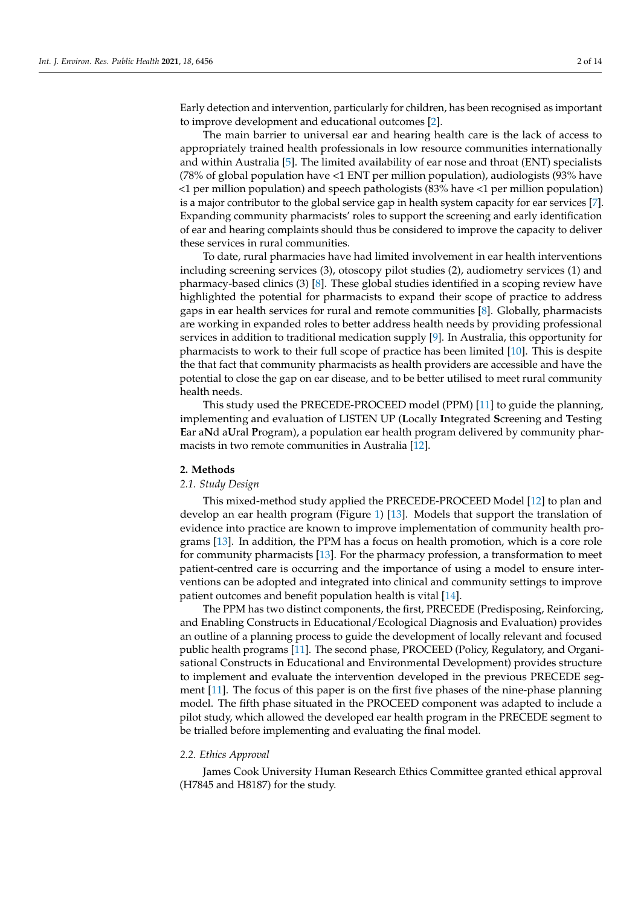Early detection and intervention, particularly for children, has been recognised as important to improve development and educational outcomes [2].

The main barrier to universal ear and hearing health care is the lack of access to appropriately trained health professionals in low resource communities internationally and within Australia [5]. The limited availability of ear nose and throat (ENT) specialists (78% of global population have <1 ENT per million population), audiologists (93% have <1 per million population) and speech pathologists (83% have <1 per million population) is a major contributor to the global service gap in health system capacity for ear services [7]. Expanding community pharmacists' roles to support the screening and early identification of ear and hearing complaints should thus be considered to improve the capacity to deliver these services in rural communities.

To date, rural pharmacies have had limited involvement in ear health interventions including screening services (3), otoscopy pilot studies (2), audiometry services (1) and pharmacy-based clinics (3) [8]. These global studies identified in a scoping review have highlighted the potential for pharmacists to expand their scope of practice to address gaps in ear health services for rural and remote communities [8]. Globally, pharmacists are working in expanded roles to better address health needs by providing professional services in addition to traditional medication supply [9]. In Australia, this opportunity for pharmacists to work to their full scope of practice has been limited [10]. This is despite the that fact that community pharmacists as health providers are accessible and have the potential to close the gap on ear disease, and to be better utilised to meet rural community health needs.

This study used the PRECEDE-PROCEED model (PPM) [11] to guide the planning, implementing and evaluation of LISTEN UP (**L**ocally **I**ntegrated **S**creening and **T**esting **E**ar a**N**d a**U**ral **P**rogram), a population ear health program delivered by community pharmacists in two remote communities in Australia [12].

## 2. Methods

### 2.1. Study Design

This mixed-method study applied the PRECEDE-PROCEED Model [12] to plan and develop an ear health program (Figure 1) [13]. Models that support the translation of evidence into practice are known to improve implementation of community health programs [13]. In addition, the PPM has a focus on health promotion, which is a core role for community pharmacists [13]. For the pharmacy profession, a transformation to meet patient-centred care is occurring and the importance of using a model to ensure interventions can be adopted and integrated into clinical and community settings to improve patient outcomes and benefit population health is vital [14].

The PPM has two distinct components, the first, PRECEDE (Predisposing, Reinforcing, and Enabling Constructs in Educational/Ecological Diagnosis and Evaluation) provides an outline of a planning process to guide the development of locally relevant and focused public health programs [11]. The second phase, PROCEED (Policy, Regulatory, and Organisational Constructs in Educational and Environmental Development) provides structure to implement and evaluate the intervention developed in the previous PRECEDE segment [11]. The focus of this paper is on the first five phases of the nine-phase planning model. The fifth phase situated in the PROCEED component was adapted to include a pilot study, which allowed the developed ear health program in the PRECEDE segment to be trialled before implementing and evaluating the final model.

### 2.2. Ethics Approval

James Cook University Human Research Ethics Committee granted ethical approval (H7845 and H8187) for the study.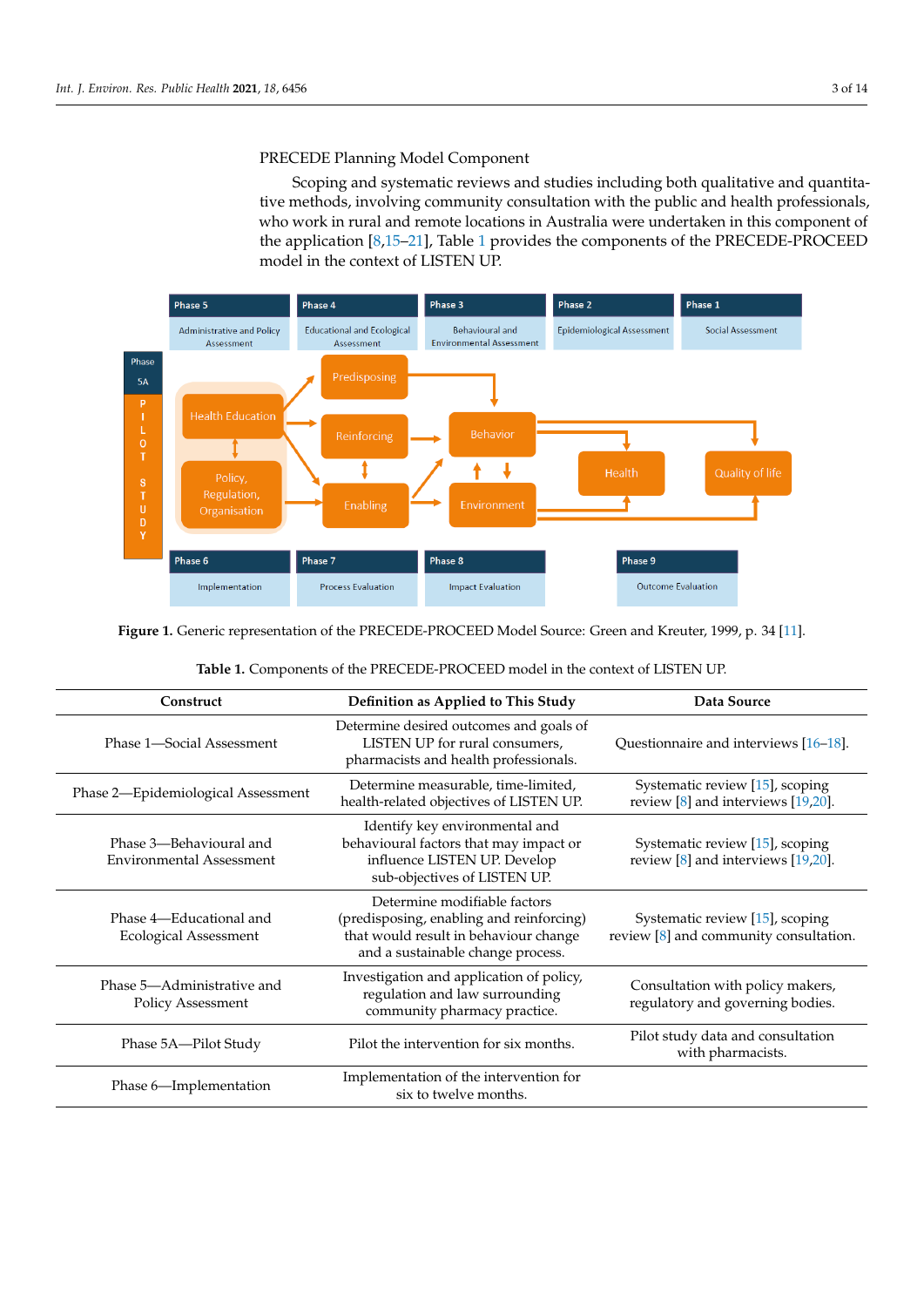PRECEDE Planning Model Component

Scoping and systematic reviews and studies including both qualitative and quantitative methods, involving community consultation with the public and health professionals, who work in rural and remote locations in Australia were undertaken in this component of the application [8,15–21], Table 1 provides the components of the PRECEDE-PROCEED model in the context of LISTEN UP.

Phase 5
Administrative and Policy Assessment
Phase 4
Educational and Ecological Assessment
Phase 3
Behavioural and Environmental Assessment
Phase 2
Epidemiological Assessment
Phase 1
Social Assessment
Phase 5A
PILOT STUDY
Health Education
Policy, Regulation, Organisation
Predisposing
Reinforcing
Enabling
Behavior
Environment
Health
Quality of life
Phase 6
Implementation
Phase 7
Process Evaluation
Phase 8
Impact Evaluation
Phase 9
Outcome Evaluation

**Figure 1.** Generic representation of the PRECEDE-PROCEED Model Source: Green and Kreuter, 1999, p. 34 [11].

**Table 1.** Components of the PRECEDE-PROCEED model in the context of LISTEN UP.

| Construct | Definition as Applied to This Study | Data Source |
|---|---|---|
| Phase 1—Social Assessment | Determine desired outcomes and goals of LISTEN UP for rural consumers, pharmacists and health professionals. | Questionnaire and interviews [16–18]. |
| Phase 2—Epidemiological Assessment | Determine measurable, time-limited, health-related objectives of LISTEN UP. | Systematic review [15], scoping review [8] and interviews [19,20]. |
| Phase 3—Behavioural and Environmental Assessment | Identify key environmental and behavioural factors that may impact or influence LISTEN UP. Develop sub-objectives of LISTEN UP. | Systematic review [15], scoping review [8] and interviews [19,20]. |
| Phase 4—Educational and Ecological Assessment | Determine modifiable factors (predisposing, enabling and reinforcing) that would result in behaviour change and a sustainable change process. | Systematic review [15], scoping review [8] and community consultation. |
| Phase 5—Administrative and Policy Assessment | Investigation and application of policy, regulation and law surrounding community pharmacy practice. | Consultation with policy makers, regulatory and governing bodies. |
| Phase 5A—Pilot Study | Pilot the intervention for six months. | Pilot study data and consultation with pharmacists. |
| Phase 6—Implementation | Implementation of the intervention for six to twelve months. | |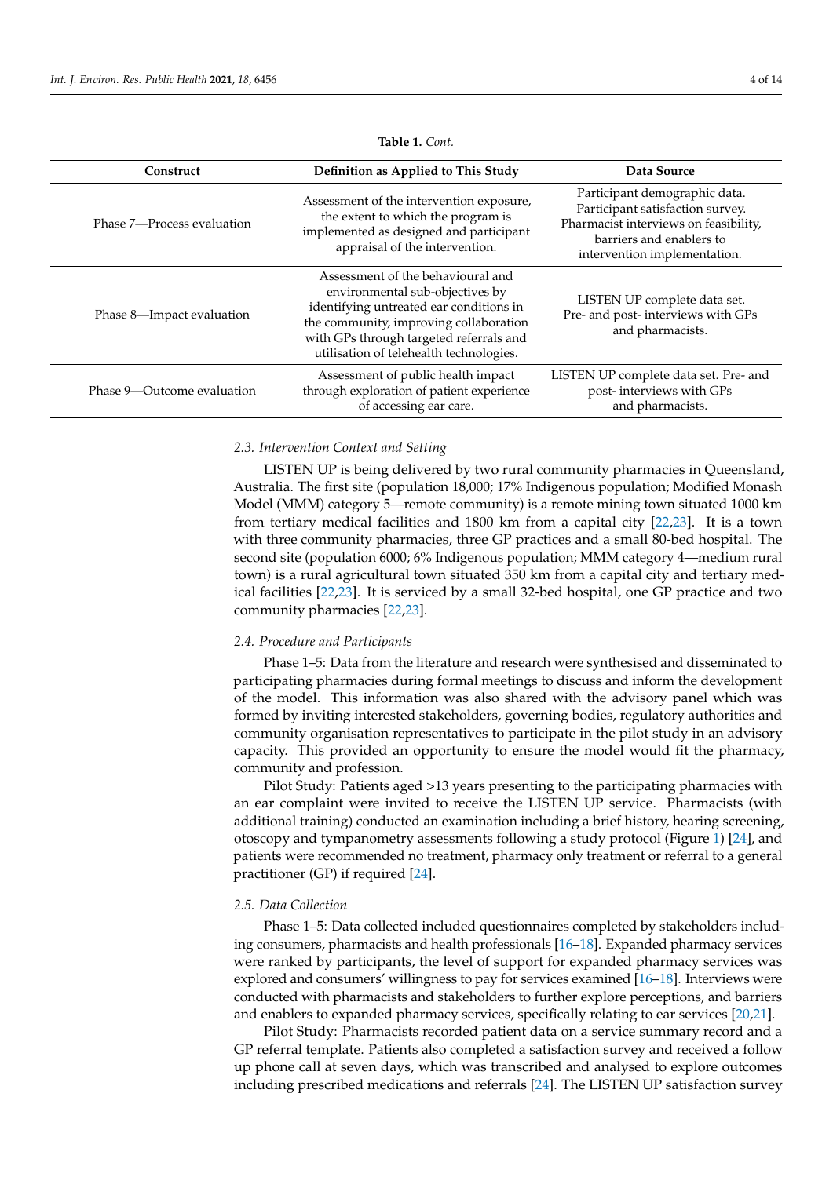**Table 1.** *Cont.*

| Construct | Definition as Applied to This Study | Data Source |
|---|---|---|
| Phase 7—Process evaluation | Assessment of the intervention exposure, the extent to which the program is implemented as designed and participant appraisal of the intervention. | Participant demographic data. Participant satisfaction survey. Pharmacist interviews on feasibility, barriers and enablers to intervention implementation. |
| Phase 8—Impact evaluation | Assessment of the behavioural and environmental sub-objectives by identifying untreated ear conditions in the community, improving collaboration with GPs through targeted referrals and utilisation of telehealth technologies. | LISTEN UP complete data set. Pre- and post- interviews with GPs and pharmacists. |
| Phase 9—Outcome evaluation | Assessment of public health impact through exploration of patient experience of accessing ear care. | LISTEN UP complete data set. Pre- and post- interviews with GPs and pharmacists. |

### 2.3. Intervention Context and Setting

LISTEN UP is being delivered by two rural community pharmacies in Queensland, Australia. The first site (population 18,000; 17% Indigenous population; Modified Monash Model (MMM) category 5—remote community) is a remote mining town situated 1000 km from tertiary medical facilities and 1800 km from a capital city [22,23]. It is a town with three community pharmacies, three GP practices and a small 80-bed hospital. The second site (population 6000; 6% Indigenous population; MMM category 4—medium rural town) is a rural agricultural town situated 350 km from a capital city and tertiary medical facilities [22,23]. It is serviced by a small 32-bed hospital, one GP practice and two community pharmacies [22,23].

### 2.4. Procedure and Participants

Phase 1–5: Data from the literature and research were synthesised and disseminated to participating pharmacies during formal meetings to discuss and inform the development of the model. This information was also shared with the advisory panel which was formed by inviting interested stakeholders, governing bodies, regulatory authorities and community organisation representatives to participate in the pilot study in an advisory capacity. This provided an opportunity to ensure the model would fit the pharmacy, community and profession.

Pilot Study: Patients aged >13 years presenting to the participating pharmacies with an ear complaint were invited to receive the LISTEN UP service. Pharmacists (with additional training) conducted an examination including a brief history, hearing screening, otoscopy and tympanometry assessments following a study protocol (Figure 1) [24], and patients were recommended no treatment, pharmacy only treatment or referral to a general practitioner (GP) if required [24].

### 2.5. Data Collection

Phase 1–5: Data collected included questionnaires completed by stakeholders including consumers, pharmacists and health professionals [16–18]. Expanded pharmacy services were ranked by participants, the level of support for expanded pharmacy services was explored and consumers' willingness to pay for services examined [16–18]. Interviews were conducted with pharmacists and stakeholders to further explore perceptions, and barriers and enablers to expanded pharmacy services, specifically relating to ear services [20,21].

Pilot Study: Pharmacists recorded patient data on a service summary record and a GP referral template. Patients also completed a satisfaction survey and received a follow up phone call at seven days, which was transcribed and analysed to explore outcomes including prescribed medications and referrals [24]. The LISTEN UP satisfaction survey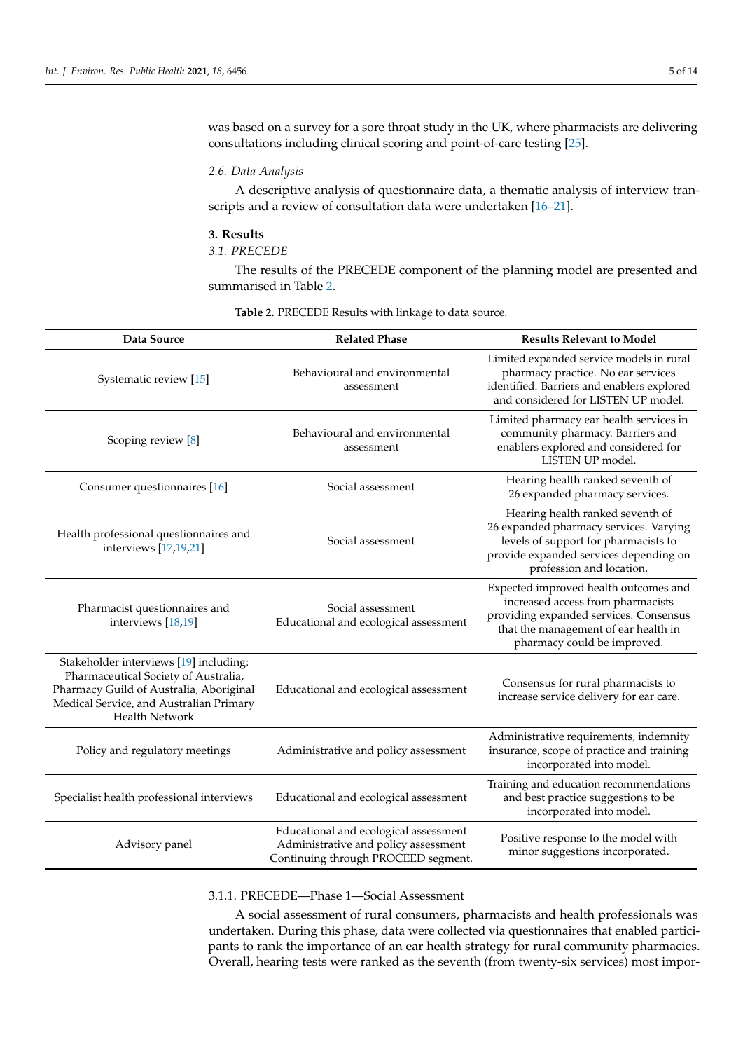was based on a survey for a sore throat study in the UK, where pharmacists are delivering consultations including clinical scoring and point-of-care testing [25].

### 2.6. Data Analysis

A descriptive analysis of questionnaire data, a thematic analysis of interview transcripts and a review of consultation data were undertaken [16–21].

## 3. Results

### 3.1. PRECEDE

The results of the PRECEDE component of the planning model are presented and summarised in Table 2.

**Table 2.** PRECEDE Results with linkage to data source.

| Data Source | Related Phase | Results Relevant to Model |
|---|---|---|
| Systematic review [15] | Behavioural and environmental assessment | Limited expanded service models in rural pharmacy practice. No ear services identified. Barriers and enablers explored and considered for LISTEN UP model. |
| Scoping review [8] | Behavioural and environmental assessment | Limited pharmacy ear health services in community pharmacy. Barriers and enablers explored and considered for LISTEN UP model. |
| Consumer questionnaires [16] | Social assessment | Hearing health ranked seventh of 26 expanded pharmacy services. |
| Health professional questionnaires and interviews [17,19,21] | Social assessment | Hearing health ranked seventh of 26 expanded pharmacy services. Varying levels of support for pharmacists to provide expanded services depending on profession and location. |
| Pharmacist questionnaires and interviews [18,19] | Social assessment<br>Educational and ecological assessment | Expected improved health outcomes and increased access from pharmacists providing expanded services. Consensus that the management of ear health in pharmacy could be improved. |
| Stakeholder interviews [19] including: Pharmaceutical Society of Australia, Pharmacy Guild of Australia, Aboriginal Medical Service, and Australian Primary Health Network | Educational and ecological assessment | Consensus for rural pharmacists to increase service delivery for ear care. |
| Policy and regulatory meetings | Administrative and policy assessment | Administrative requirements, indemnity insurance, scope of practice and training incorporated into model. |
| Specialist health professional interviews | Educational and ecological assessment | Training and education recommendations and best practice suggestions to be incorporated into model. |
| Advisory panel | Educational and ecological assessment<br>Administrative and policy assessment<br>Continuing through PROCEED segment. | Positive response to the model with minor suggestions incorporated. |

#### 3.1.1. PRECEDE—Phase 1—Social Assessment

A social assessment of rural consumers, pharmacists and health professionals was undertaken. During this phase, data were collected via questionnaires that enabled participants to rank the importance of an ear health strategy for rural community pharmacies. Overall, hearing tests were ranked as the seventh (from twenty-six services) most impor-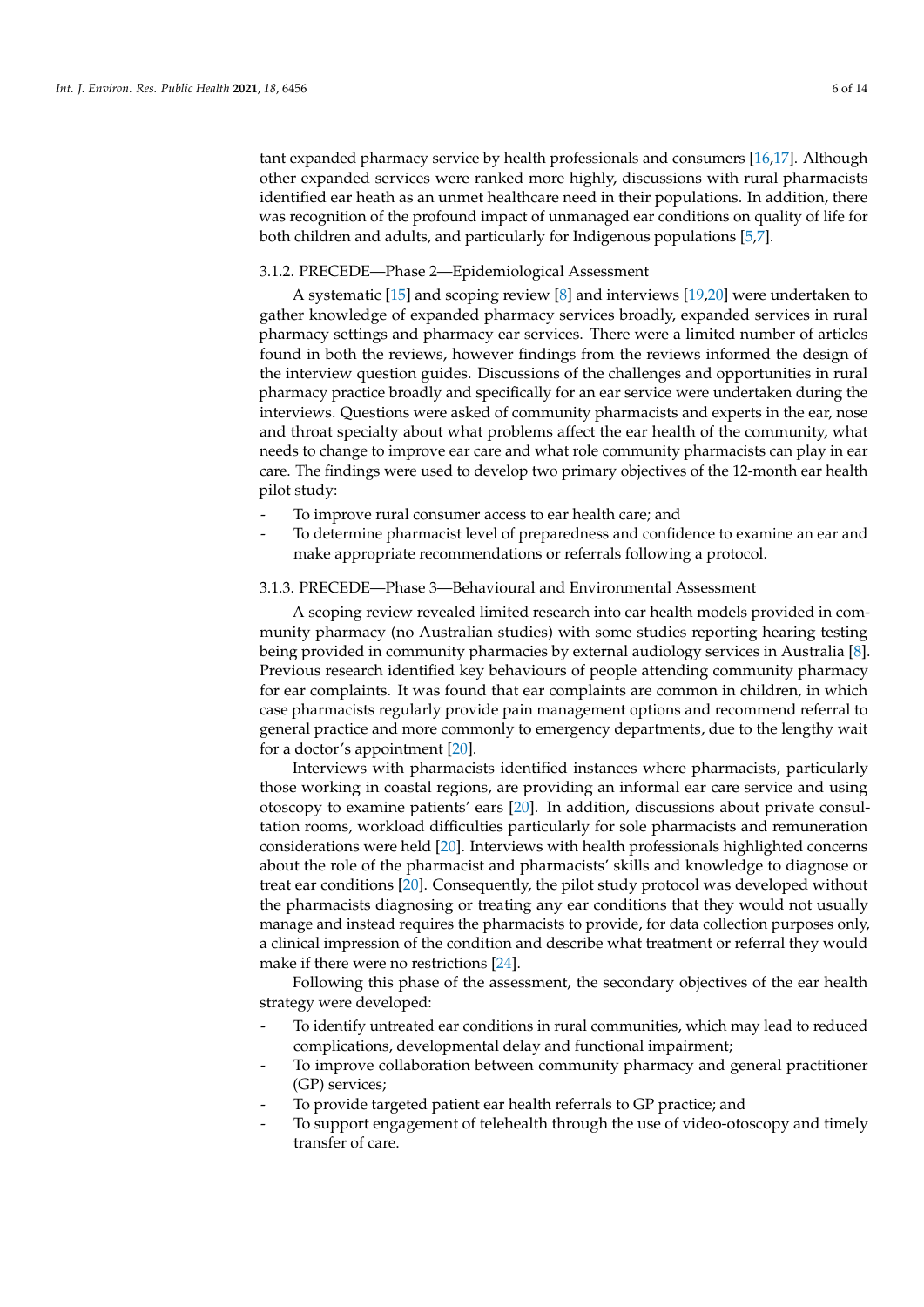tant expanded pharmacy service by health professionals and consumers [16,17]. Although other expanded services were ranked more highly, discussions with rural pharmacists identified ear heath as an unmet healthcare need in their populations. In addition, there was recognition of the profound impact of unmanaged ear conditions on quality of life for both children and adults, and particularly for Indigenous populations [5,7].

#### 3.1.2. PRECEDE—Phase 2—Epidemiological Assessment

A systematic [15] and scoping review [8] and interviews [19,20] were undertaken to gather knowledge of expanded pharmacy services broadly, expanded services in rural pharmacy settings and pharmacy ear services. There were a limited number of articles found in both the reviews, however findings from the reviews informed the design of the interview question guides. Discussions of the challenges and opportunities in rural pharmacy practice broadly and specifically for an ear service were undertaken during the interviews. Questions were asked of community pharmacists and experts in the ear, nose and throat specialty about what problems affect the ear health of the community, what needs to change to improve ear care and what role community pharmacists can play in ear care. The findings were used to develop two primary objectives of the 12-month ear health pilot study:

- To improve rural consumer access to ear health care; and
- To determine pharmacist level of preparedness and confidence to examine an ear and make appropriate recommendations or referrals following a protocol.

#### 3.1.3. PRECEDE—Phase 3—Behavioural and Environmental Assessment

A scoping review revealed limited research into ear health models provided in community pharmacy (no Australian studies) with some studies reporting hearing testing being provided in community pharmacies by external audiology services in Australia [8]. Previous research identified key behaviours of people attending community pharmacy for ear complaints. It was found that ear complaints are common in children, in which case pharmacists regularly provide pain management options and recommend referral to general practice and more commonly to emergency departments, due to the lengthy wait for a doctor's appointment [20].

Interviews with pharmacists identified instances where pharmacists, particularly those working in coastal regions, are providing an informal ear care service and using otoscopy to examine patients' ears [20]. In addition, discussions about private consultation rooms, workload difficulties particularly for sole pharmacists and remuneration considerations were held [20]. Interviews with health professionals highlighted concerns about the role of the pharmacist and pharmacists' skills and knowledge to diagnose or treat ear conditions [20]. Consequently, the pilot study protocol was developed without the pharmacists diagnosing or treating any ear conditions that they would not usually manage and instead requires the pharmacists to provide, for data collection purposes only, a clinical impression of the condition and describe what treatment or referral they would make if there were no restrictions [24].

Following this phase of the assessment, the secondary objectives of the ear health strategy were developed:

- To identify untreated ear conditions in rural communities, which may lead to reduced complications, developmental delay and functional impairment;
- To improve collaboration between community pharmacy and general practitioner (GP) services;
- To provide targeted patient ear health referrals to GP practice; and
- To support engagement of telehealth through the use of video-otoscopy and timely transfer of care.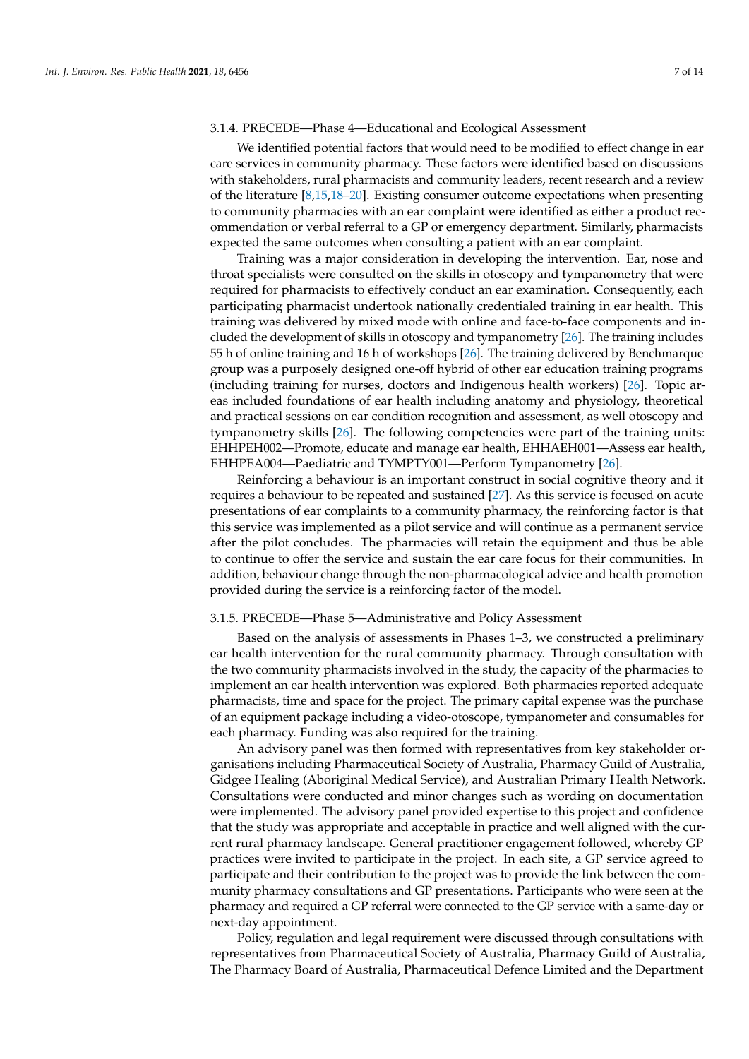#### 3.1.4. PRECEDE—Phase 4—Educational and Ecological Assessment

We identified potential factors that would need to be modified to effect change in ear care services in community pharmacy. These factors were identified based on discussions with stakeholders, rural pharmacists and community leaders, recent research and a review of the literature [8,15,18–20]. Existing consumer outcome expectations when presenting to community pharmacies with an ear complaint were identified as either a product recommendation or verbal referral to a GP or emergency department. Similarly, pharmacists expected the same outcomes when consulting a patient with an ear complaint.

Training was a major consideration in developing the intervention. Ear, nose and throat specialists were consulted on the skills in otoscopy and tympanometry that were required for pharmacists to effectively conduct an ear examination. Consequently, each participating pharmacist undertook nationally credentialed training in ear health. This training was delivered by mixed mode with online and face-to-face components and included the development of skills in otoscopy and tympanometry [26]. The training includes 55 h of online training and 16 h of workshops [26]. The training delivered by Benchmarque group was a purposely designed one-off hybrid of other ear education training programs (including training for nurses, doctors and Indigenous health workers) [26]. Topic areas included foundations of ear health including anatomy and physiology, theoretical and practical sessions on ear condition recognition and assessment, as well otoscopy and tympanometry skills [26]. The following competencies were part of the training units: EHHPEH002—Promote, educate and manage ear health, EHHAEH001—Assess ear health, EHHPEA004—Paediatric and TYMPTY001—Perform Tympanometry [26].

Reinforcing a behaviour is an important construct in social cognitive theory and it requires a behaviour to be repeated and sustained [27]. As this service is focused on acute presentations of ear complaints to a community pharmacy, the reinforcing factor is that this service was implemented as a pilot service and will continue as a permanent service after the pilot concludes. The pharmacies will retain the equipment and thus be able to continue to offer the service and sustain the ear care focus for their communities. In addition, behaviour change through the non-pharmacological advice and health promotion provided during the service is a reinforcing factor of the model.

#### 3.1.5. PRECEDE—Phase 5—Administrative and Policy Assessment

Based on the analysis of assessments in Phases 1–3, we constructed a preliminary ear health intervention for the rural community pharmacy. Through consultation with the two community pharmacists involved in the study, the capacity of the pharmacies to implement an ear health intervention was explored. Both pharmacies reported adequate pharmacists, time and space for the project. The primary capital expense was the purchase of an equipment package including a video-otoscope, tympanometer and consumables for each pharmacy. Funding was also required for the training.

An advisory panel was then formed with representatives from key stakeholder organisations including Pharmaceutical Society of Australia, Pharmacy Guild of Australia, Gidgee Healing (Aboriginal Medical Service), and Australian Primary Health Network. Consultations were conducted and minor changes such as wording on documentation were implemented. The advisory panel provided expertise to this project and confidence that the study was appropriate and acceptable in practice and well aligned with the current rural pharmacy landscape. General practitioner engagement followed, whereby GP practices were invited to participate in the project. In each site, a GP service agreed to participate and their contribution to the project was to provide the link between the community pharmacy consultations and GP presentations. Participants who were seen at the pharmacy and required a GP referral were connected to the GP service with a same-day or next-day appointment.

Policy, regulation and legal requirement were discussed through consultations with representatives from Pharmaceutical Society of Australia, Pharmacy Guild of Australia, The Pharmacy Board of Australia, Pharmaceutical Defence Limited and the Department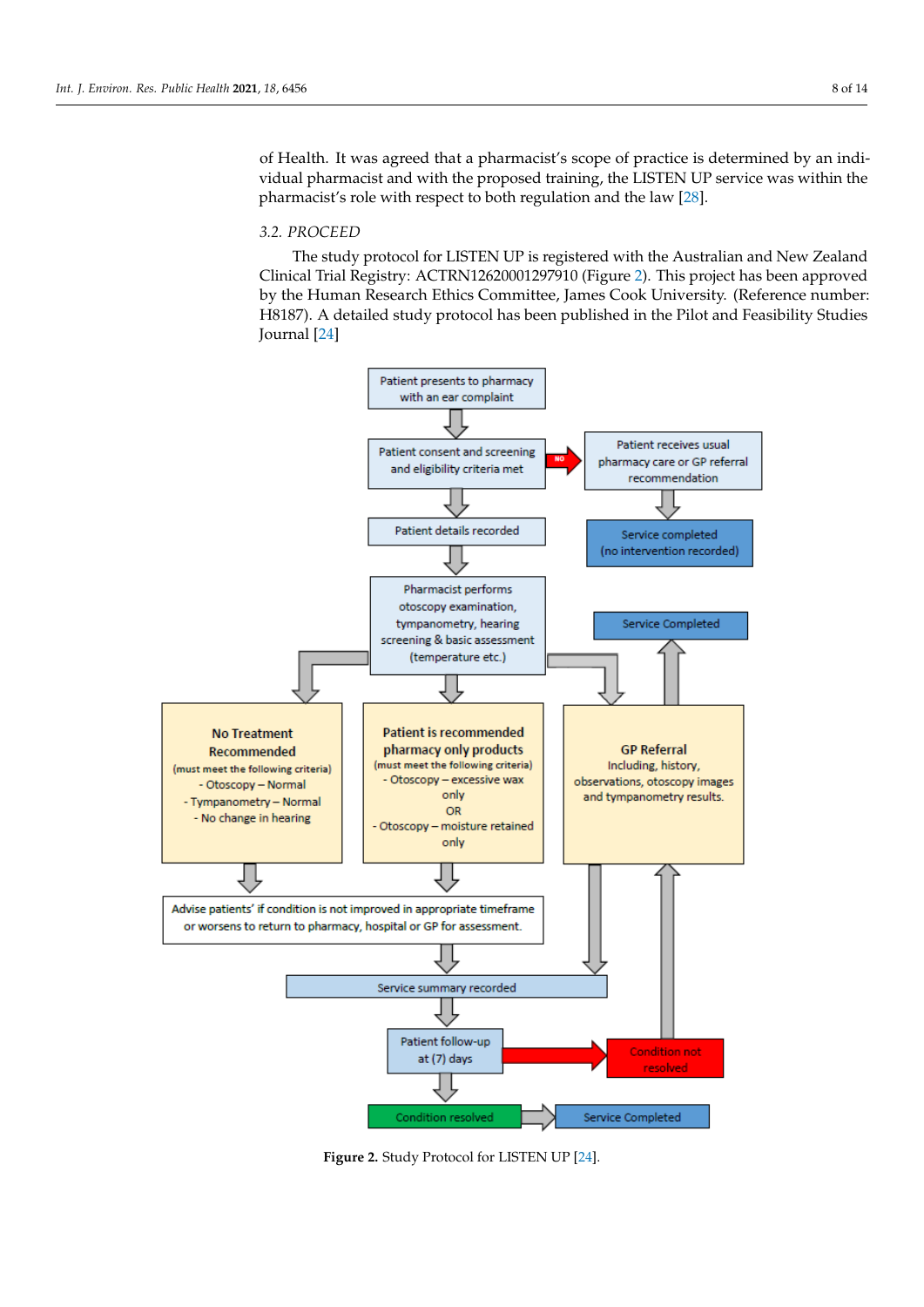of Health. It was agreed that a pharmacist's scope of practice is determined by an individual pharmacist and with the proposed training, the LISTEN UP service was within the pharmacist's role with respect to both regulation and the law [28].

### 3.2. PROCEED

The study protocol for LISTEN UP is registered with the Australian and New Zealand Clinical Trial Registry: ACTRN12620001297910 (Figure 2). This project has been approved by the Human Research Ethics Committee, James Cook University. (Reference number: H8187). A detailed study protocol has been published in the Pilot and Feasibility Studies Journal [24]

Patient presents to pharmacy with an ear complaint

Patient consent and screening and eligibility criteria met

NO

Patient receives usual pharmacy care or GP referral recommendation

Service completed (no intervention recorded)

Patient details recorded

Pharmacist performs otoscopy examination, tympanometry, hearing screening & basic assessment (temperature etc.)

Service Completed

No Treatment Recommended
(must meet the following criteria)
- Otoscopy – Normal
- Tympanometry – Normal
- No change in hearing

Patient is recommended pharmacy only products
(must meet the following criteria)
- Otoscopy – excessive wax only
OR
- Otoscopy – moisture retained only

GP Referral
Including, history, observations, otoscopy images and tympanometry results.

Advise patients' if condition is not improved in appropriate timeframe or worsens to return to pharmacy, hospital or GP for assessment.

Service summary recorded

Patient follow-up at (7) days

Condition not resolved

Condition resolved

Service Completed

**Figure 2.** Study Protocol for LISTEN UP [24].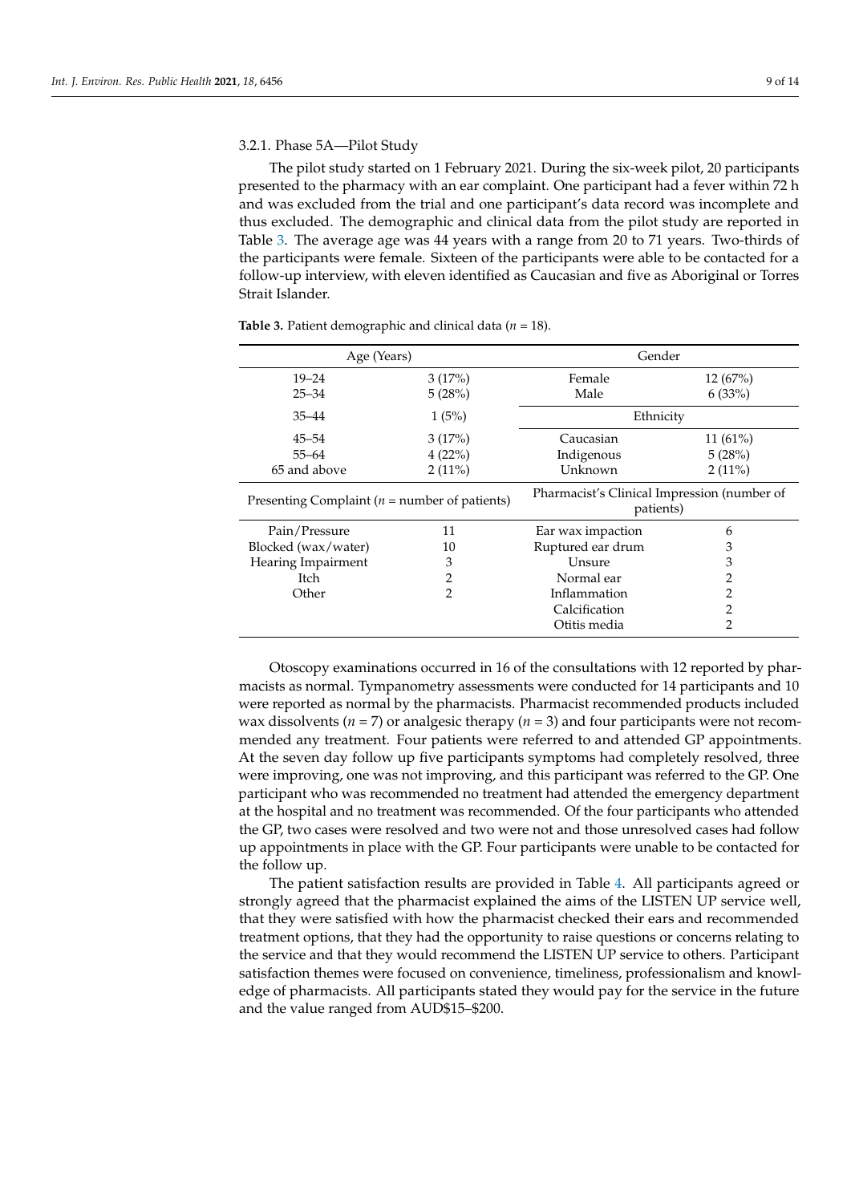#### 3.2.1. Phase 5A—Pilot Study

The pilot study started on 1 February 2021. During the six-week pilot, 20 participants presented to the pharmacy with an ear complaint. One participant had a fever within 72 h and was excluded from the trial and one participant's data record was incomplete and thus excluded. The demographic and clinical data from the pilot study are reported in Table 3. The average age was 44 years with a range from 20 to 71 years. Two-thirds of the participants were female. Sixteen of the participants were able to be contacted for a follow-up interview, with eleven identified as Caucasian and five as Aboriginal or Torres Strait Islander.

**Table 3.** Patient demographic and clinical data (*n* = 18).

| Age (Years) | | Gender | |
|---|---|---|---|
| 19–24 | 3 (17%) | Female | 12 (67%) |
| 25–34 | 5 (28%) | Male | 6 (33%) |
| 35–44 | 1 (5%) | Ethnicity | |
| 45–54 | 3 (17%) | Caucasian | 11 (61%) |
| 55–64 | 4 (22%) | Indigenous | 5 (28%) |
| 65 and above | 2 (11%) | Unknown | 2 (11%) |
| Presenting Complaint (*n* = number of patients) | | Pharmacist's Clinical Impression (number of patients) | |
| Pain/Pressure | 11 | Ear wax impaction | 6 |
| Blocked (wax/water) | 10 | Ruptured ear drum | 3 |
| Hearing Impairment | 3 | Unsure | 3 |
| Itch | 2 | Normal ear | 2 |
| Other | 2 | Inflammation | 2 |
| | | Calcification | 2 |
| | | Otitis media | 2 |

Otoscopy examinations occurred in 16 of the consultations with 12 reported by pharmacists as normal. Tympanometry assessments were conducted for 14 participants and 10 were reported as normal by the pharmacists. Pharmacist recommended products included wax dissolvents (*n* = 7) or analgesic therapy (*n* = 3) and four participants were not recommended any treatment. Four patients were referred to and attended GP appointments. At the seven day follow up five participants symptoms had completely resolved, three were improving, one was not improving, and this participant was referred to the GP. One participant who was recommended no treatment had attended the emergency department at the hospital and no treatment was recommended. Of the four participants who attended the GP, two cases were resolved and two were not and those unresolved cases had follow up appointments in place with the GP. Four participants were unable to be contacted for the follow up.

The patient satisfaction results are provided in Table 4. All participants agreed or strongly agreed that the pharmacist explained the aims of the LISTEN UP service well, that they were satisfied with how the pharmacist checked their ears and recommended treatment options, that they had the opportunity to raise questions or concerns relating to the service and that they would recommend the LISTEN UP service to others. Participant satisfaction themes were focused on convenience, timeliness, professionalism and knowledge of pharmacists. All participants stated they would pay for the service in the future and the value ranged from AUD$15–$200.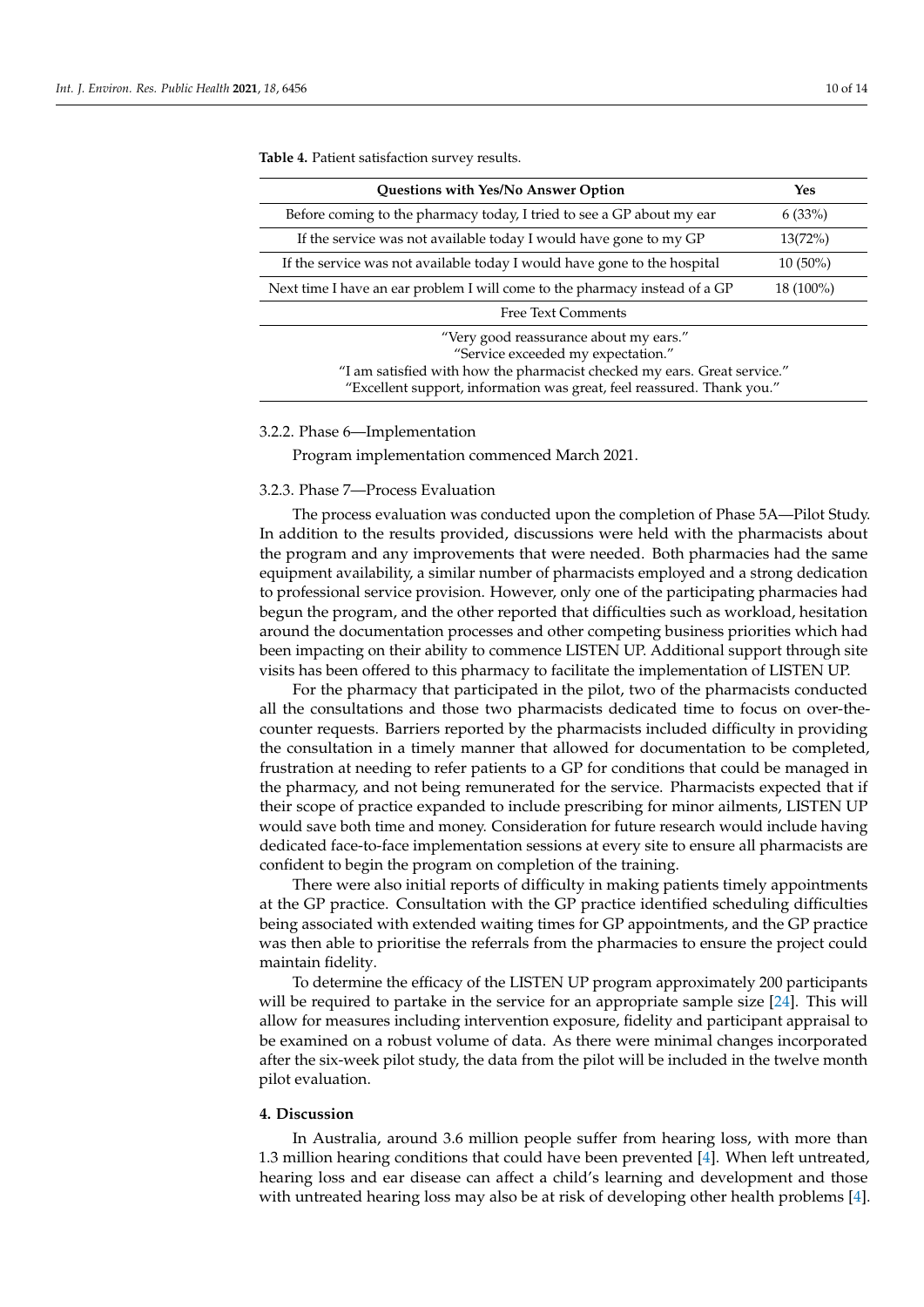**Table 4.** Patient satisfaction survey results.

| Questions with Yes/No Answer Option | Yes |
|---|---|
| Before coming to the pharmacy today, I tried to see a GP about my ear | 6 (33%) |
| If the service was not available today I would have gone to my GP | 13(72%) |
| If the service was not available today I would have gone to the hospital | 10 (50%) |
| Next time I have an ear problem I will come to the pharmacy instead of a GP | 18 (100%) |
| Free Text Comments | |
| "Very good reassurance about my ears." "Service exceeded my expectation." "I am satisfied with how the pharmacist checked my ears. Great service." "Excellent support, information was great, feel reassured. Thank you." | |

#### 3.2.2. Phase 6—Implementation

Program implementation commenced March 2021.

#### 3.2.3. Phase 7—Process Evaluation

The process evaluation was conducted upon the completion of Phase 5A—Pilot Study. In addition to the results provided, discussions were held with the pharmacists about the program and any improvements that were needed. Both pharmacies had the same equipment availability, a similar number of pharmacists employed and a strong dedication to professional service provision. However, only one of the participating pharmacies had begun the program, and the other reported that difficulties such as workload, hesitation around the documentation processes and other competing business priorities which had been impacting on their ability to commence LISTEN UP. Additional support through site visits has been offered to this pharmacy to facilitate the implementation of LISTEN UP.

For the pharmacy that participated in the pilot, two of the pharmacists conducted all the consultations and those two pharmacists dedicated time to focus on over-the-counter requests. Barriers reported by the pharmacists included difficulty in providing the consultation in a timely manner that allowed for documentation to be completed, frustration at needing to refer patients to a GP for conditions that could be managed in the pharmacy, and not being remunerated for the service. Pharmacists expected that if their scope of practice expanded to include prescribing for minor ailments, LISTEN UP would save both time and money. Consideration for future research would include having dedicated face-to-face implementation sessions at every site to ensure all pharmacists are confident to begin the program on completion of the training.

There were also initial reports of difficulty in making patients timely appointments at the GP practice. Consultation with the GP practice identified scheduling difficulties being associated with extended waiting times for GP appointments, and the GP practice was then able to prioritise the referrals from the pharmacies to ensure the project could maintain fidelity.

To determine the efficacy of the LISTEN UP program approximately 200 participants will be required to partake in the service for an appropriate sample size [24]. This will allow for measures including intervention exposure, fidelity and participant appraisal to be examined on a robust volume of data. As there were minimal changes incorporated after the six-week pilot study, the data from the pilot will be included in the twelve month pilot evaluation.

## 4. Discussion

In Australia, around 3.6 million people suffer from hearing loss, with more than 1.3 million hearing conditions that could have been prevented [4]. When left untreated, hearing loss and ear disease can affect a child's learning and development and those with untreated hearing loss may also be at risk of developing other health problems [4].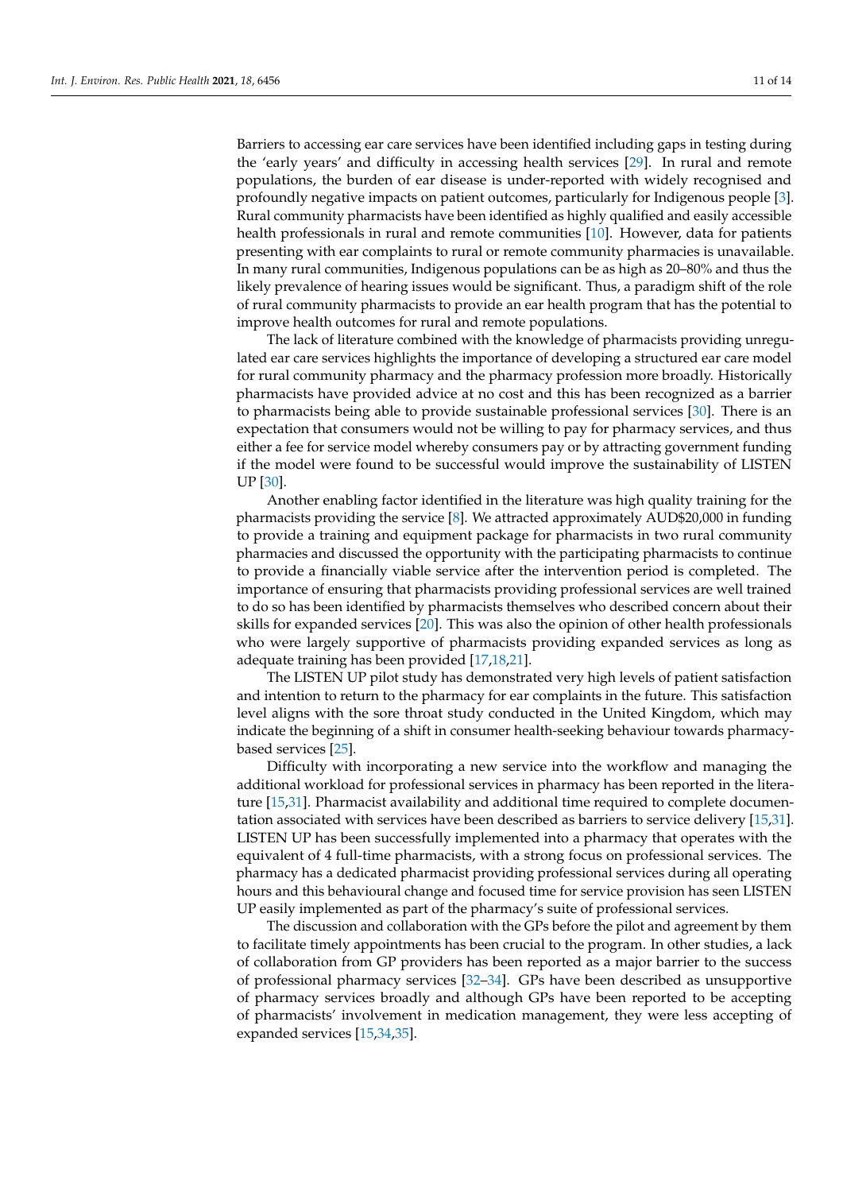Barriers to accessing ear care services have been identified including gaps in testing during the 'early years' and difficulty in accessing health services [29]. In rural and remote populations, the burden of ear disease is under-reported with widely recognised and profoundly negative impacts on patient outcomes, particularly for Indigenous people [3]. Rural community pharmacists have been identified as highly qualified and easily accessible health professionals in rural and remote communities [10]. However, data for patients presenting with ear complaints to rural or remote community pharmacies is unavailable. In many rural communities, Indigenous populations can be as high as 20–80% and thus the likely prevalence of hearing issues would be significant. Thus, a paradigm shift of the role of rural community pharmacists to provide an ear health program that has the potential to improve health outcomes for rural and remote populations.

The lack of literature combined with the knowledge of pharmacists providing unregulated ear care services highlights the importance of developing a structured ear care model for rural community pharmacy and the pharmacy profession more broadly. Historically pharmacists have provided advice at no cost and this has been recognized as a barrier to pharmacists being able to provide sustainable professional services [30]. There is an expectation that consumers would not be willing to pay for pharmacy services, and thus either a fee for service model whereby consumers pay or by attracting government funding if the model were found to be successful would improve the sustainability of LISTEN UP [30].

Another enabling factor identified in the literature was high quality training for the pharmacists providing the service [8]. We attracted approximately AUD$20,000 in funding to provide a training and equipment package for pharmacists in two rural community pharmacies and discussed the opportunity with the participating pharmacists to continue to provide a financially viable service after the intervention period is completed. The importance of ensuring that pharmacists providing professional services are well trained to do so has been identified by pharmacists themselves who described concern about their skills for expanded services [20]. This was also the opinion of other health professionals who were largely supportive of pharmacists providing expanded services as long as adequate training has been provided [17,18,21].

The LISTEN UP pilot study has demonstrated very high levels of patient satisfaction and intention to return to the pharmacy for ear complaints in the future. This satisfaction level aligns with the sore throat study conducted in the United Kingdom, which may indicate the beginning of a shift in consumer health-seeking behaviour towards pharmacy-based services [25].

Difficulty with incorporating a new service into the workflow and managing the additional workload for professional services in pharmacy has been reported in the literature [15,31]. Pharmacist availability and additional time required to complete documentation associated with services have been described as barriers to service delivery [15,31]. LISTEN UP has been successfully implemented into a pharmacy that operates with the equivalent of 4 full-time pharmacists, with a strong focus on professional services. The pharmacy has a dedicated pharmacist providing professional services during all operating hours and this behavioural change and focused time for service provision has seen LISTEN UP easily implemented as part of the pharmacy's suite of professional services.

The discussion and collaboration with the GPs before the pilot and agreement by them to facilitate timely appointments has been crucial to the program. In other studies, a lack of collaboration from GP providers has been reported as a major barrier to the success of professional pharmacy services [32–34]. GPs have been described as unsupportive of pharmacy services broadly and although GPs have been reported to be accepting of pharmacists' involvement in medication management, they were less accepting of expanded services [15,34,35].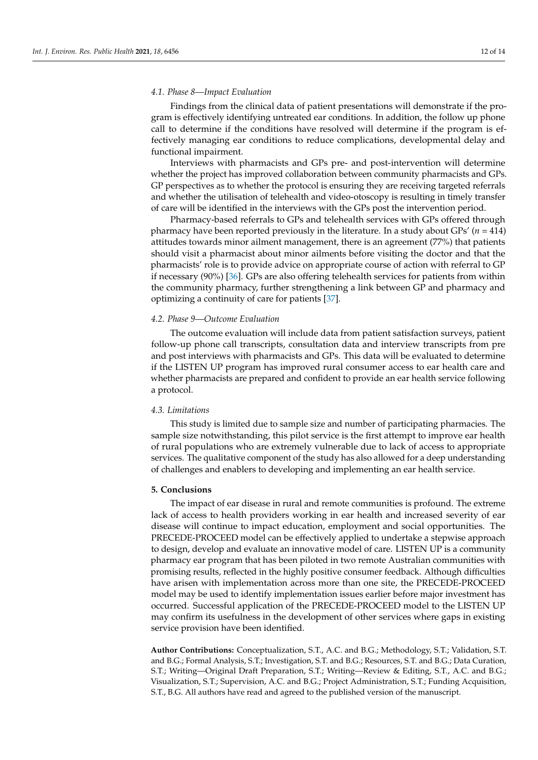### *4.1. Phase 8—Impact Evaluation*

Findings from the clinical data of patient presentations will demonstrate if the program is effectively identifying untreated ear conditions. In addition, the follow up phone call to determine if the conditions have resolved will determine if the program is effectively managing ear conditions to reduce complications, developmental delay and functional impairment.

Interviews with pharmacists and GPs pre- and post-intervention will determine whether the project has improved collaboration between community pharmacists and GPs. GP perspectives as to whether the protocol is ensuring they are receiving targeted referrals and whether the utilisation of telehealth and video-otoscopy is resulting in timely transfer of care will be identified in the interviews with the GPs post the intervention period.

Pharmacy-based referrals to GPs and telehealth services with GPs offered through pharmacy have been reported previously in the literature. In a study about GPs' ($n$ = 414) attitudes towards minor ailment management, there is an agreement (77%) that patients should visit a pharmacist about minor ailments before visiting the doctor and that the pharmacists' role is to provide advice on appropriate course of action with referral to GP if necessary (90%) [36]. GPs are also offering telehealth services for patients from within the community pharmacy, further strengthening a link between GP and pharmacy and optimizing a continuity of care for patients [37].

### *4.2. Phase 9—Outcome Evaluation*

The outcome evaluation will include data from patient satisfaction surveys, patient follow-up phone call transcripts, consultation data and interview transcripts from pre and post interviews with pharmacists and GPs. This data will be evaluated to determine if the LISTEN UP program has improved rural consumer access to ear health care and whether pharmacists are prepared and confident to provide an ear health service following a protocol.

### *4.3. Limitations*

This study is limited due to sample size and number of participating pharmacies. The sample size notwithstanding, this pilot service is the first attempt to improve ear health of rural populations who are extremely vulnerable due to lack of access to appropriate services. The qualitative component of the study has also allowed for a deep understanding of challenges and enablers to developing and implementing an ear health service.

## **5. Conclusions**

The impact of ear disease in rural and remote communities is profound. The extreme lack of access to health providers working in ear health and increased severity of ear disease will continue to impact education, employment and social opportunities. The PRECEDE-PROCEED model can be effectively applied to undertake a stepwise approach to design, develop and evaluate an innovative model of care. LISTEN UP is a community pharmacy ear program that has been piloted in two remote Australian communities with promising results, reflected in the highly positive consumer feedback. Although difficulties have arisen with implementation across more than one site, the PRECEDE-PROCEED model may be used to identify implementation issues earlier before major investment has occurred. Successful application of the PRECEDE-PROCEED model to the LISTEN UP may confirm its usefulness in the development of other services where gaps in existing service provision have been identified.

**Author Contributions:** Conceptualization, S.T., A.C. and B.G.; Methodology, S.T.; Validation, S.T. and B.G.; Formal Analysis, S.T.; Investigation, S.T. and B.G.; Resources, S.T. and B.G.; Data Curation, S.T.; Writing—Original Draft Preparation, S.T.; Writing—Review & Editing, S.T., A.C. and B.G.; Visualization, S.T.; Supervision, A.C. and B.G.; Project Administration, S.T.; Funding Acquisition, S.T., B.G. All authors have read and agreed to the published version of the manuscript.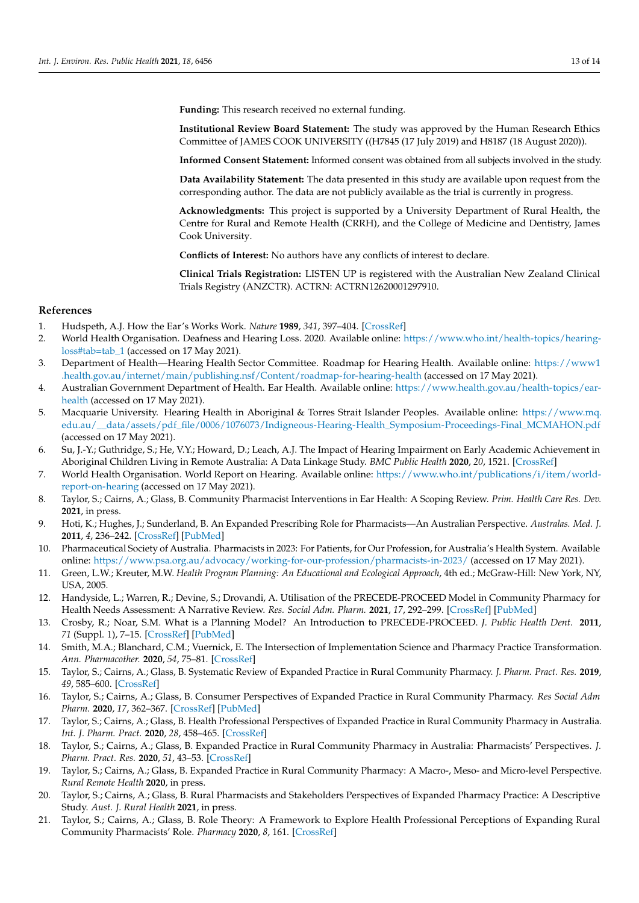**Funding:** This research received no external funding.

**Institutional Review Board Statement:** The study was approved by the Human Research Ethics Committee of JAMES COOK UNIVERSITY ((H7845 (17 July 2019) and H8187 (18 August 2020)).

**Informed Consent Statement:** Informed consent was obtained from all subjects involved in the study.

**Data Availability Statement:** The data presented in this study are available upon request from the corresponding author. The data are not publicly available as the trial is currently in progress.

**Acknowledgments:** This project is supported by a University Department of Rural Health, the Centre for Rural and Remote Health (CRRH), and the College of Medicine and Dentistry, James Cook University.

**Conflicts of Interest:** No authors have any conflicts of interest to declare.

**Clinical Trials Registration:** LISTEN UP is registered with the Australian New Zealand Clinical Trials Registry (ANZCTR). ACTRN: ACTRN12620001297910.

## References

1. Hudspeth, A.J. How the Ear's Works Work. *Nature* **1989**, *341*, 397–404. [CrossRef]
2. World Health Organisation. Deafness and Hearing Loss. 2020. Available online: https://www.who.int/health-topics/hearing-loss#tab=tab_1 (accessed on 17 May 2021).
3. Department of Health—Hearing Health Sector Committee. Roadmap for Hearing Health. Available online: https://www1.health.gov.au/internet/main/publishing.nsf/Content/roadmap-for-hearing-health (accessed on 17 May 2021).
4. Australian Government Department of Health. Ear Health. Available online: https://www.health.gov.au/health-topics/ear-health (accessed on 17 May 2021).
5. Macquarie University. Hearing Health in Aboriginal & Torres Strait Islander Peoples. Available online: https://www.mq.edu.au/__data/assets/pdf_file/0006/1076073/Indigneous-Hearing-Health_Symposium-Proceedings-Final_MCMAHON.pdf (accessed on 17 May 2021).
6. Su, J.-Y.; Guthridge, S.; He, V.Y.; Howard, D.; Leach, A.J. The Impact of Hearing Impairment on Early Academic Achievement in Aboriginal Children Living in Remote Australia: A Data Linkage Study. *BMC Public Health* **2020**, *20*, 1521. [CrossRef]
7. World Health Organisation. World Report on Hearing. Available online: https://www.who.int/publications/i/item/world-report-on-hearing (accessed on 17 May 2021).
8. Taylor, S.; Cairns, A.; Glass, B. Community Pharmacist Interventions in Ear Health: A Scoping Review. *Prim. Health Care Res. Dev.* **2021**, in press.
9. Hoti, K.; Hughes, J.; Sunderland, B. An Expanded Prescribing Role for Pharmacists—An Australian Perspective. *Australas. Med. J.* **2011**, *4*, 236–242. [CrossRef] [PubMed]
10. Pharmaceutical Society of Australia. Pharmacists in 2023: For Patients, for Our Profession, for Australia's Health System. Available online: https://www.psa.org.au/advocacy/working-for-our-profession/pharmacists-in-2023/ (accessed on 17 May 2021).
11. Green, L.W.; Kreuter, M.W. *Health Program Planning: An Educational and Ecological Approach*, 4th ed.; McGraw-Hill: New York, NY, USA, 2005.
12. Handyside, L.; Warren, R.; Devine, S.; Drovandi, A. Utilisation of the PRECEDE-PROCEED Model in Community Pharmacy for Health Needs Assessment: A Narrative Review. *Res. Social Adm. Pharm.* **2021**, *17*, 292–299. [CrossRef] [PubMed]
13. Crosby, R.; Noar, S.M. What is a Planning Model? An Introduction to PRECEDE-PROCEED. *J. Public Health Dent.* **2011**, *71* (Suppl. 1), 7–15. [CrossRef] [PubMed]
14. Smith, M.A.; Blanchard, C.M.; Vuernick, E. The Intersection of Implementation Science and Pharmacy Practice Transformation. *Ann. Pharmacother.* **2020**, *54*, 75–81. [CrossRef]
15. Taylor, S.; Cairns, A.; Glass, B. Systematic Review of Expanded Practice in Rural Community Pharmacy. *J. Pharm. Pract. Res.* **2019**, *49*, 585–600. [CrossRef]
16. Taylor, S.; Cairns, A.; Glass, B. Consumer Perspectives of Expanded Practice in Rural Community Pharmacy. *Res Social Adm Pharm.* **2020**, *17*, 362–367. [CrossRef] [PubMed]
17. Taylor, S.; Cairns, A.; Glass, B. Health Professional Perspectives of Expanded Practice in Rural Community Pharmacy in Australia. *Int. J. Pharm. Pract.* **2020**, *28*, 458–465. [CrossRef]
18. Taylor, S.; Cairns, A.; Glass, B. Expanded Practice in Rural Community Pharmacy in Australia: Pharmacists' Perspectives. *J. Pharm. Pract. Res.* **2020**, *51*, 43–53. [CrossRef]
19. Taylor, S.; Cairns, A.; Glass, B. Expanded Practice in Rural Community Pharmacy: A Macro-, Meso- and Micro-level Perspective. *Rural Remote Health* **2020**, in press.
20. Taylor, S.; Cairns, A.; Glass, B. Rural Pharmacists and Stakeholders Perspectives of Expanded Pharmacy Practice: A Descriptive Study. *Aust. J. Rural Health* **2021**, in press.
21. Taylor, S.; Cairns, A.; Glass, B. Role Theory: A Framework to Explore Health Professional Perceptions of Expanding Rural Community Pharmacists' Role. *Pharmacy* **2020**, *8*, 161. [CrossRef]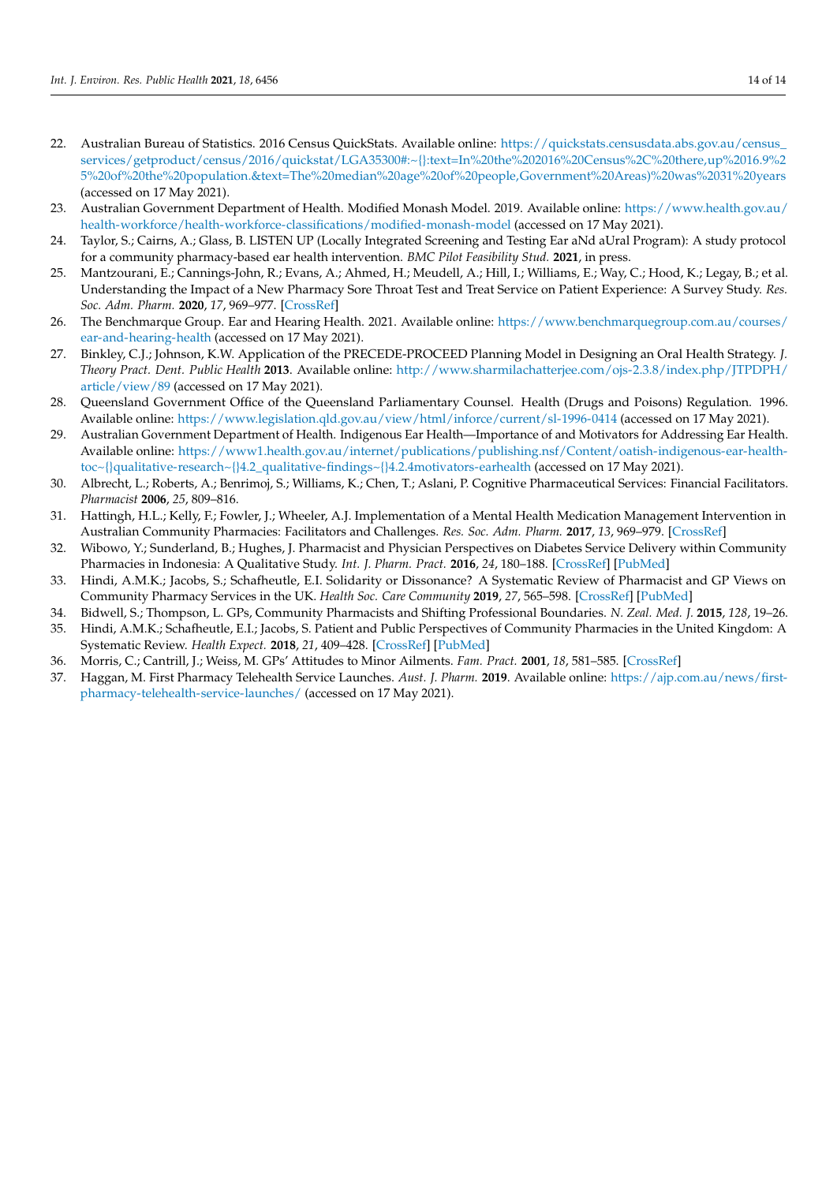22. Australian Bureau of Statistics. 2016 Census QuickStats. Available online: https://quickstats.censusdata.abs.gov.au/census_services/getproduct/census/2016/quickstat/LGA35300#:~{}:text=In%20the%202016%20Census%2C%20there,up%2016.9%25%20of%20the%20population.&text=The%20median%20age%20of%20people,Government%20Areas)%20was%2031%20years (accessed on 17 May 2021).
23. Australian Government Department of Health. Modified Monash Model. 2019. Available online: https://www.health.gov.au/health-workforce/health-workforce-classifications/modified-monash-model (accessed on 17 May 2021).
24. Taylor, S.; Cairns, A.; Glass, B. LISTEN UP (Locally Integrated Screening and Testing Ear aNd aUral Program): A study protocol for a community pharmacy-based ear health intervention. *BMC Pilot Feasibility Stud.* **2021**, in press.
25. Mantzourani, E.; Cannings-John, R.; Evans, A.; Ahmed, H.; Meudell, A.; Hill, I.; Williams, E.; Way, C.; Hood, K.; Legay, B.; et al. Understanding the Impact of a New Pharmacy Sore Throat Test and Treat Service on Patient Experience: A Survey Study. *Res. Soc. Adm. Pharm.* **2020**, *17*, 969–977. [CrossRef]
26. The Benchmarque Group. Ear and Hearing Health. 2021. Available online: https://www.benchmarquegroup.com.au/courses/ear-and-hearing-health (accessed on 17 May 2021).
27. Binkley, C.J.; Johnson, K.W. Application of the PRECEDE-PROCEED Planning Model in Designing an Oral Health Strategy. *J. Theory Pract. Dent. Public Health* **2013**. Available online: http://www.sharmilachatterjee.com/ojs-2.3.8/index.php/JTPDPH/article/view/89 (accessed on 17 May 2021).
28. Queensland Government Office of the Queensland Parliamentary Counsel. Health (Drugs and Poisons) Regulation. 1996. Available online: https://www.legislation.qld.gov.au/view/html/inforce/current/sl-1996-0414 (accessed on 17 May 2021).
29. Australian Government Department of Health. Indigenous Ear Health—Importance of and Motivators for Addressing Ear Health. Available online: https://www1.health.gov.au/internet/publications/publishing.nsf/Content/oatish-indigenous-ear-health-toc~{}qualitative-research~{}4.2_qualitative-findings~{}4.2.4motivators-earhealth (accessed on 17 May 2021).
30. Albrecht, L.; Roberts, A.; Benrimoj, S.; Williams, K.; Chen, T.; Aslani, P. Cognitive Pharmaceutical Services: Financial Facilitators. *Pharmacist* **2006**, *25*, 809–816.
31. Hattingh, H.L.; Kelly, F.; Fowler, J.; Wheeler, A.J. Implementation of a Mental Health Medication Management Intervention in Australian Community Pharmacies: Facilitators and Challenges. *Res. Soc. Adm. Pharm.* **2017**, *13*, 969–979. [CrossRef]
32. Wibowo, Y.; Sunderland, B.; Hughes, J. Pharmacist and Physician Perspectives on Diabetes Service Delivery within Community Pharmacies in Indonesia: A Qualitative Study. *Int. J. Pharm. Pract.* **2016**, *24*, 180–188. [CrossRef] [PubMed]
33. Hindi, A.M.K.; Jacobs, S.; Schafheutle, E.I. Solidarity or Dissonance? A Systematic Review of Pharmacist and GP Views on Community Pharmacy Services in the UK. *Health Soc. Care Community* **2019**, *27*, 565–598. [CrossRef] [PubMed]
34. Bidwell, S.; Thompson, L. GPs, Community Pharmacists and Shifting Professional Boundaries. *N. Zeal. Med. J.* **2015**, *128*, 19–26.
35. Hindi, A.M.K.; Schafheutle, E.I.; Jacobs, S. Patient and Public Perspectives of Community Pharmacies in the United Kingdom: A Systematic Review. *Health Expect.* **2018**, *21*, 409–428. [CrossRef] [PubMed]
36. Morris, C.; Cantrill, J.; Weiss, M. GPs' Attitudes to Minor Ailments. *Fam. Pract.* **2001**, *18*, 581–585. [CrossRef]
37. Haggan, M. First Pharmacy Telehealth Service Launches. *Aust. J. Pharm.* **2019**. Available online: https://ajp.com.au/news/first-pharmacy-telehealth-service-launches/ (accessed on 17 May 2021).